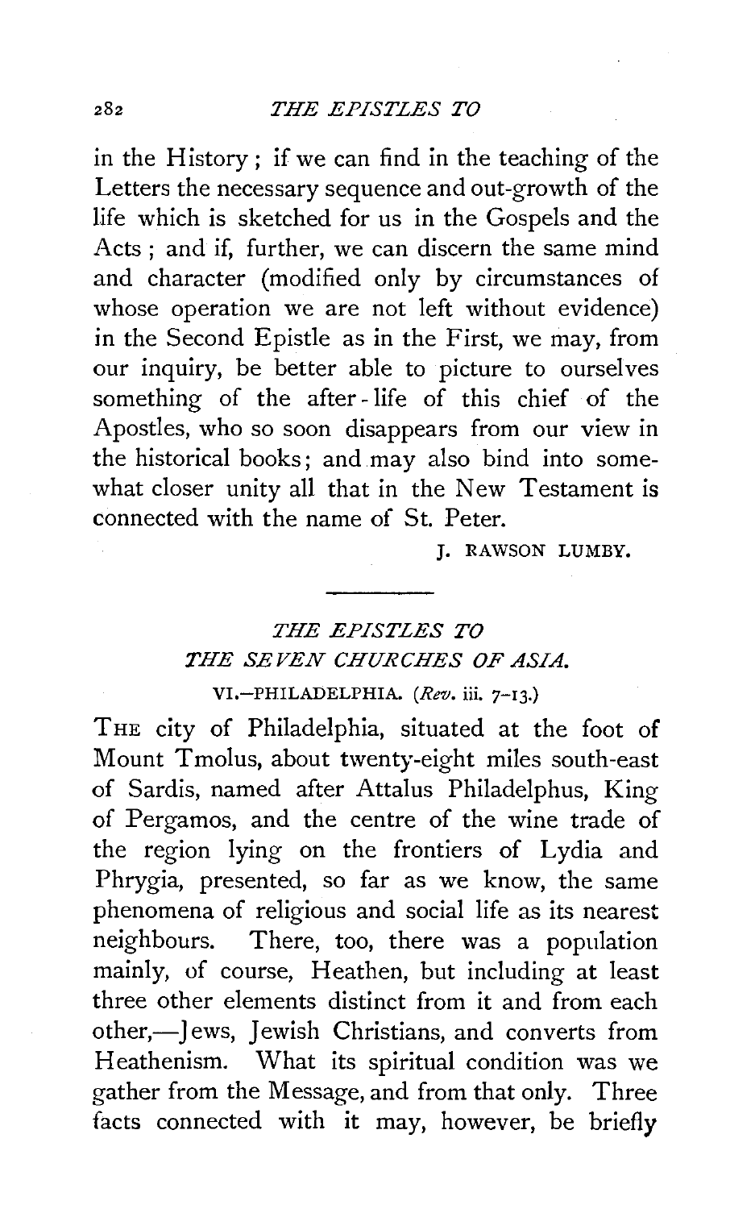in the History; if we can find in the teaching of the Letters the necessary sequence and out-growth of the life which is sketched for us in the Gospels and the Acts; and if, further, we can discern the same mind and character (modified only by circumstances of whose operation we are not left without evidence) in the Second Epistle as in the First, we may, from our inquiry, be better able to picture to ourselves something of the after-life of this chief of the Apostles, who so soon disappears from our view in the historical books; and may also bind into somewhat closer unity all that in the New Testament is connected with the name of St. Peter.

J. RAWSON LUMBY.

---

## *THE EPISTLES TO THE SEVEN CHURCHES OF ASIA.*

### VI.—PHILADELPHIA. (*Rev.* iii. 7–13.)

THE city of Philadelphia, situated at the foot of Mount Tmolus, about twenty-eight miles south-east of Sardis, named after Attalus Philadelphus, King of Pergamos, and the centre of the wine trade of the region lying on the frontiers of Lydia and Phrygia, presented, so far as we know, the same phenomena of religious and social life as its nearest neighbours. There, too, there was a population mainly, of course, Heathen, but including at least three other elements distinct from it and from each other,—Jews, Jewish Christians, and converts from Heathenism. What its spiritual condition was we gather from the Message, and from that only. Three facts connected with it may, however, be briefly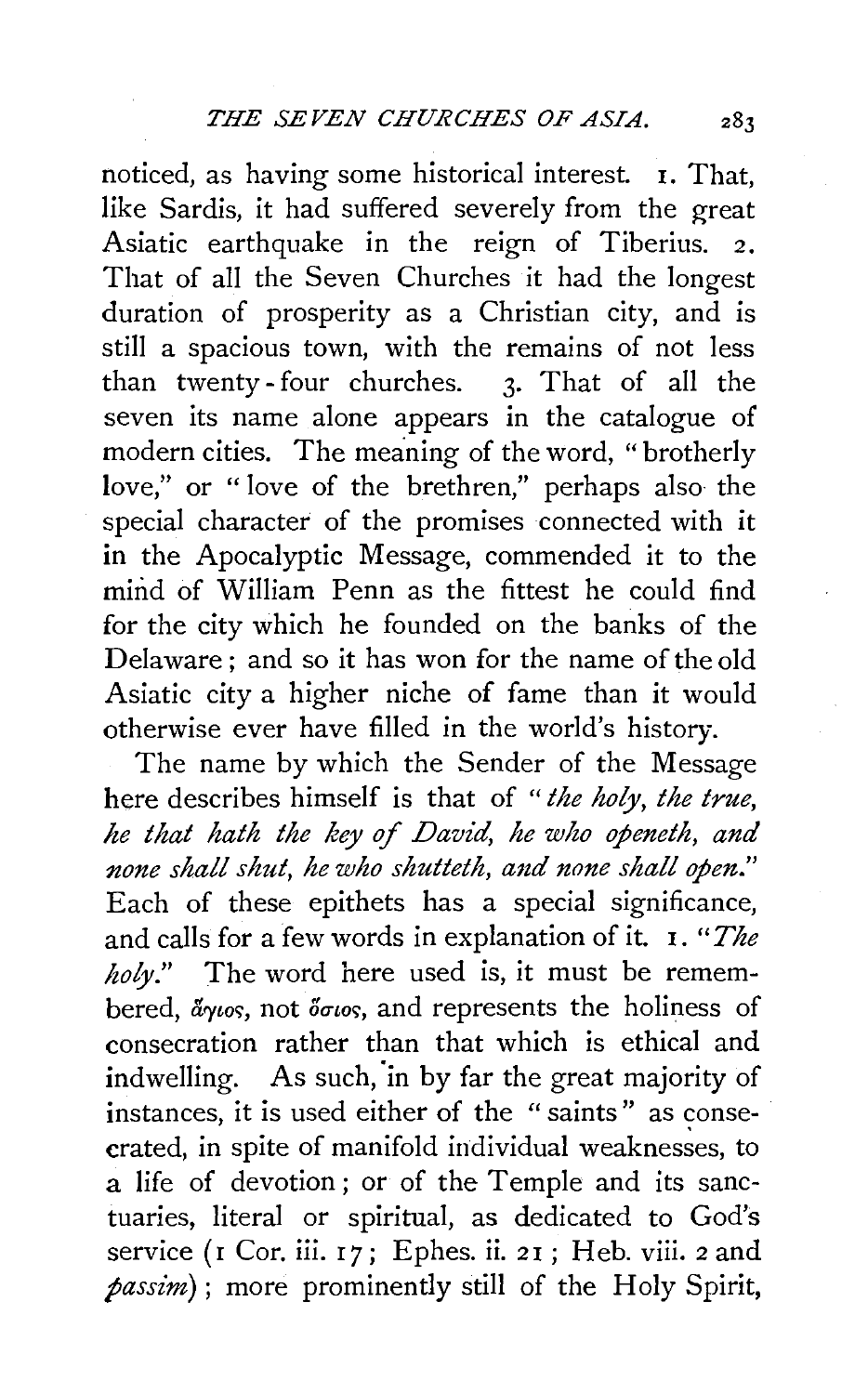noticed, as having some historical interest. 1. That, like Sardis, it had suffered severely from the great Asiatic earthquake in the reign of Tiberius. 2. That of all the Seven Churches it had the longest duration of prosperity as a Christian city, and is still a spacious town, with the remains of not less than twenty-four churches. 3. That of all the seven its name alone appears in the catalogue of modern cities. The meaning of the word, "brotherly love," or "love of the brethren," perhaps also the special character of the promises connected with it in the Apocalyptic Message, commended it to the mind of William Penn as the fittest he could find for the city which he founded on the banks of the Delaware; and so it has won for the name of the old Asiatic city a higher niche of fame than it would otherwise ever have filled in the world's history.

The name by which the Sender of the Message here describes himself is that of "*the holy, the true, he that hath the key of David, he who openeth, and none shall shut, he who shutteth, and none shall open.*" Each of these epithets has a special significance, and calls for a few words in explanation of it. 1. "*The holy.*" The word here used is, it must be remembered, ἅγιος, not ὅσιος, and represents the holiness of consecration rather than that which is ethical and indwelling. As such, in by far the great majority of instances, it is used either of the "saints" as consecrated, in spite of manifold individual weaknesses, to a life of devotion; or of the Temple and its sanctuaries, literal or spiritual, as dedicated to God's service (1 Cor. iii. 17; Ephes. ii. 21; Heb. viii. 2 and *passim*); more prominently still of the Holy Spirit,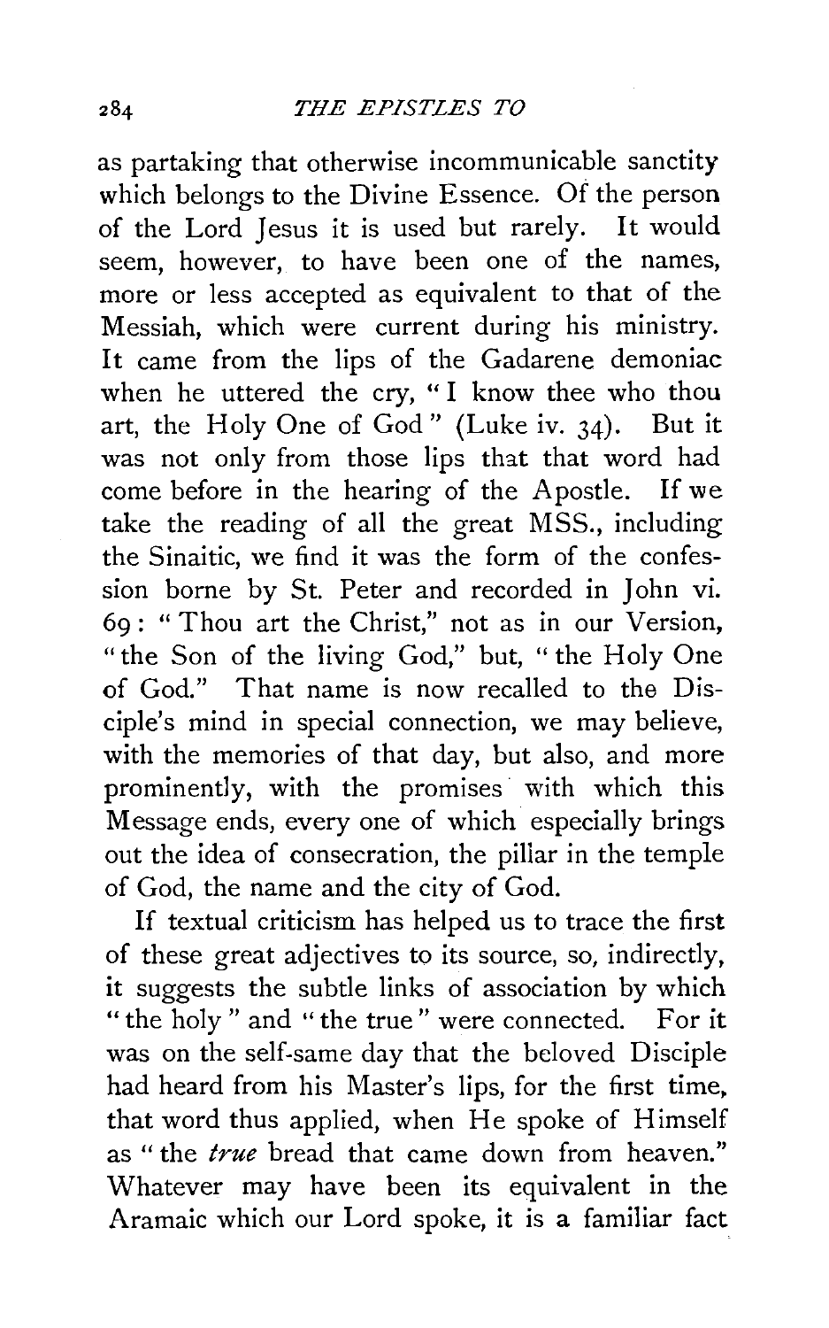as partaking that otherwise incommunicable sanctity which belongs to the Divine Essence. Of the person of the Lord Jesus it is used but rarely. It would seem, however, to have been one of the names, more or less accepted as equivalent to that of the Messiah, which were current during his ministry. It came from the lips of the Gadarene demoniac when he uttered the cry, "I know thee who thou art, the Holy One of God" (Luke iv. 34). But it was not only from those lips that that word had come before in the hearing of the Apostle. If we take the reading of all the great MSS., including the Sinaitic, we find it was the form of the confession borne by St. Peter and recorded in John vi. 69: "Thou art the Christ," not as in our Version, "the Son of the living God," but, "the Holy One of God." That name is now recalled to the Disciple's mind in special connection, we may believe, with the memories of that day, but also, and more prominently, with the promises with which this Message ends, every one of which especially brings out the idea of consecration, the pillar in the temple of God, the name and the city of God.

If textual criticism has helped us to trace the first of these great adjectives to its source, so, indirectly, it suggests the subtle links of association by which "the holy" and "the true" were connected. For it was on the self-same day that the beloved Disciple had heard from his Master's lips, for the first time, that word thus applied, when He spoke of Himself as "the *true* bread that came down from heaven." Whatever may have been its equivalent in the Aramaic which our Lord spoke, it is a familiar fact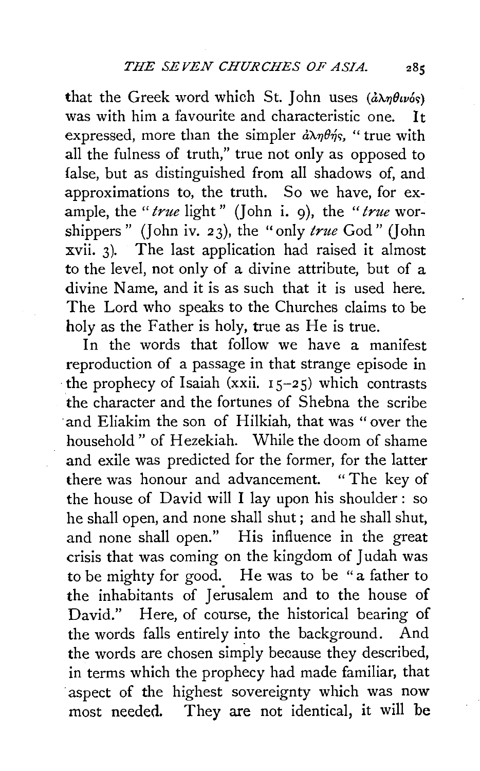that the Greek word which St. John uses (ἀληθινός) was with him a favourite and characteristic one. It expressed, more than the simpler ἀληθής, "true with all the fulness of truth," true not only as opposed to false, but as distinguished from all shadows of, and approximations to, the truth. So we have, for example, the "*true* light" (John i. 9), the "*true* worshippers" (John iv. 23), the "only *true* God" (John xvii. 3). The last application had raised it almost to the level, not only of a divine attribute, but of a divine Name, and it is as such that it is used here. The Lord who speaks to the Churches claims to be holy as the Father is holy, true as He is true.

In the words that follow we have a manifest reproduction of a passage in that strange episode in the prophecy of Isaiah (xxii. 15–25) which contrasts the character and the fortunes of Shebna the scribe and Eliakim the son of Hilkiah, that was "over the household" of Hezekiah. While the doom of shame and exile was predicted for the former, for the latter there was honour and advancement. "The key of the house of David will I lay upon his shoulder: so he shall open, and none shall shut; and he shall shut, and none shall open." His influence in the great crisis that was coming on the kingdom of Judah was to be mighty for good. He was to be "a father to the inhabitants of Jerusalem and to the house of David." Here, of course, the historical bearing of the words falls entirely into the background. And the words are chosen simply because they described, in terms which the prophecy had made familiar, that aspect of the highest sovereignty which was now most needed. They are not identical, it will be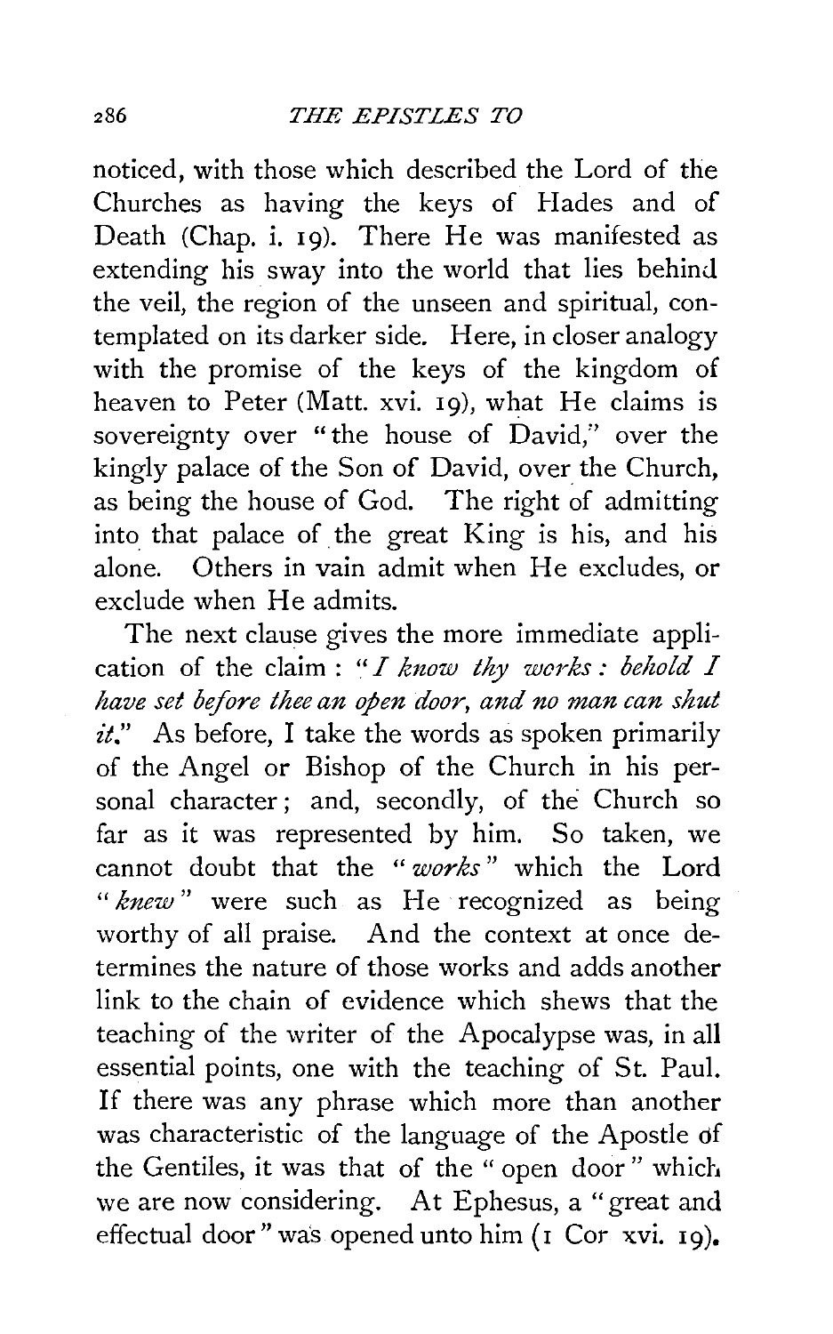noticed, with those which described the Lord of the Churches as having the keys of Hades and of Death (Chap. i. 19). There He was manifested as extending his sway into the world that lies behind the veil, the region of the unseen and spiritual, contemplated on its darker side. Here, in closer analogy with the promise of the keys of the kingdom of heaven to Peter (Matt. xvi. 19), what He claims is sovereignty over "the house of David," over the kingly palace of the Son of David, over the Church, as being the house of God. The right of admitting into that palace of the great King is his, and his alone. Others in vain admit when He excludes, or exclude when He admits.

The next clause gives the more immediate application of the claim: "*I know thy works: behold I have set before thee an open door, and no man can shut it.*" As before, I take the words as spoken primarily of the Angel or Bishop of the Church in his personal character; and, secondly, of the Church so far as it was represented by him. So taken, we cannot doubt that the "*works*" which the Lord "*knew*" were such as He recognized as being worthy of all praise. And the context at once determines the nature of those works and adds another link to the chain of evidence which shews that the teaching of the writer of the Apocalypse was, in all essential points, one with the teaching of St. Paul. If there was any phrase which more than another was characteristic of the language of the Apostle of the Gentiles, it was that of the "open door" which we are now considering. At Ephesus, a "great and effectual door" was opened unto him (1 Cor xvi. 19).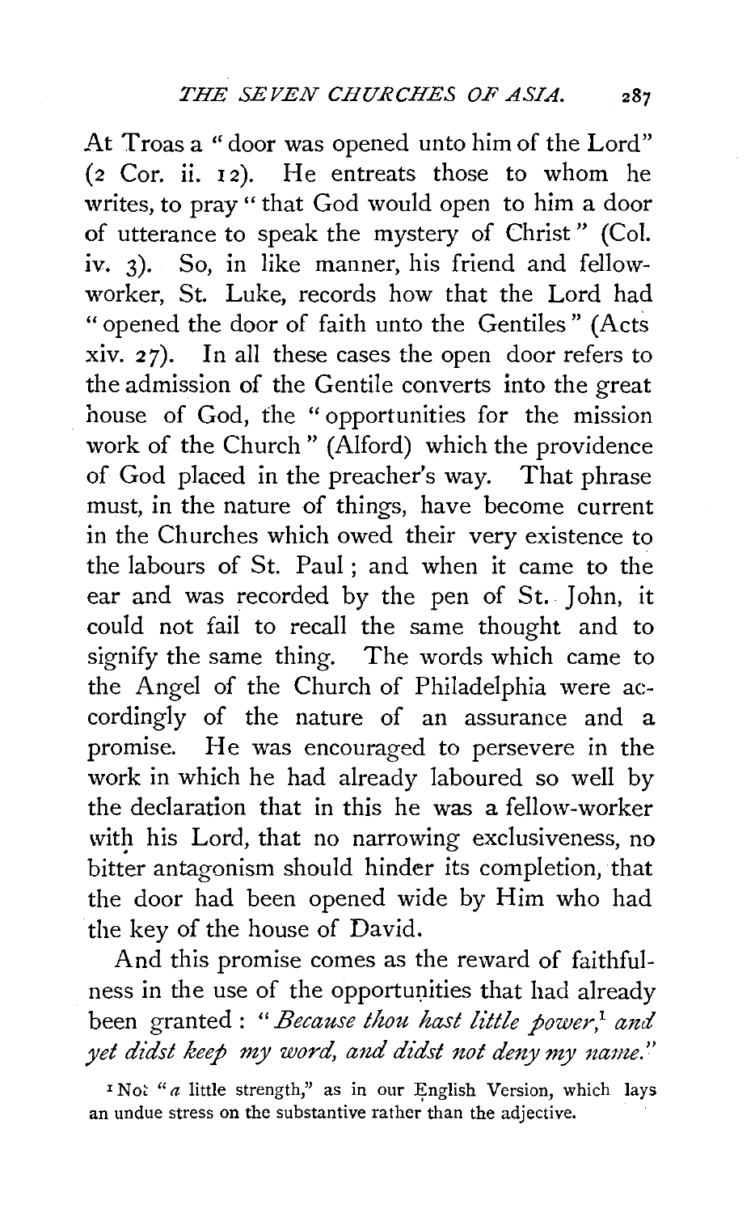At Troas a "door was opened unto him of the Lord" (2 Cor. ii. 12). He entreats those to whom he writes, to pray "that God would open to him a door of utterance to speak the mystery of Christ" (Col. iv. 3). So, in like manner, his friend and fellow-worker, St. Luke, records how that the Lord had "opened the door of faith unto the Gentiles" (Acts xiv. 27). In all these cases the open door refers to the admission of the Gentile converts into the great house of God, the "opportunities for the mission work of the Church" (Alford) which the providence of God placed in the preacher's way. That phrase must, in the nature of things, have become current in the Churches which owed their very existence to the labours of St. Paul; and when it came to the ear and was recorded by the pen of St. John, it could not fail to recall the same thought and to signify the same thing. The words which came to the Angel of the Church of Philadelphia were accordingly of the nature of an assurance and a promise. He was encouraged to persevere in the work in which he had already laboured so well by the declaration that in this he was a fellow-worker with his Lord, that no narrowing exclusiveness, no bitter antagonism should hinder its completion, that the door had been opened wide by Him who had the key of the house of David.

And this promise comes as the reward of faithfulness in the use of the opportunities that had already been granted: "*Because thou hast little power,*[1] *and yet didst keep my word, and didst not deny my name.*"

[1] Not "*a* little strength," as in our English Version, which lays an undue stress on the substantive rather than the adjective.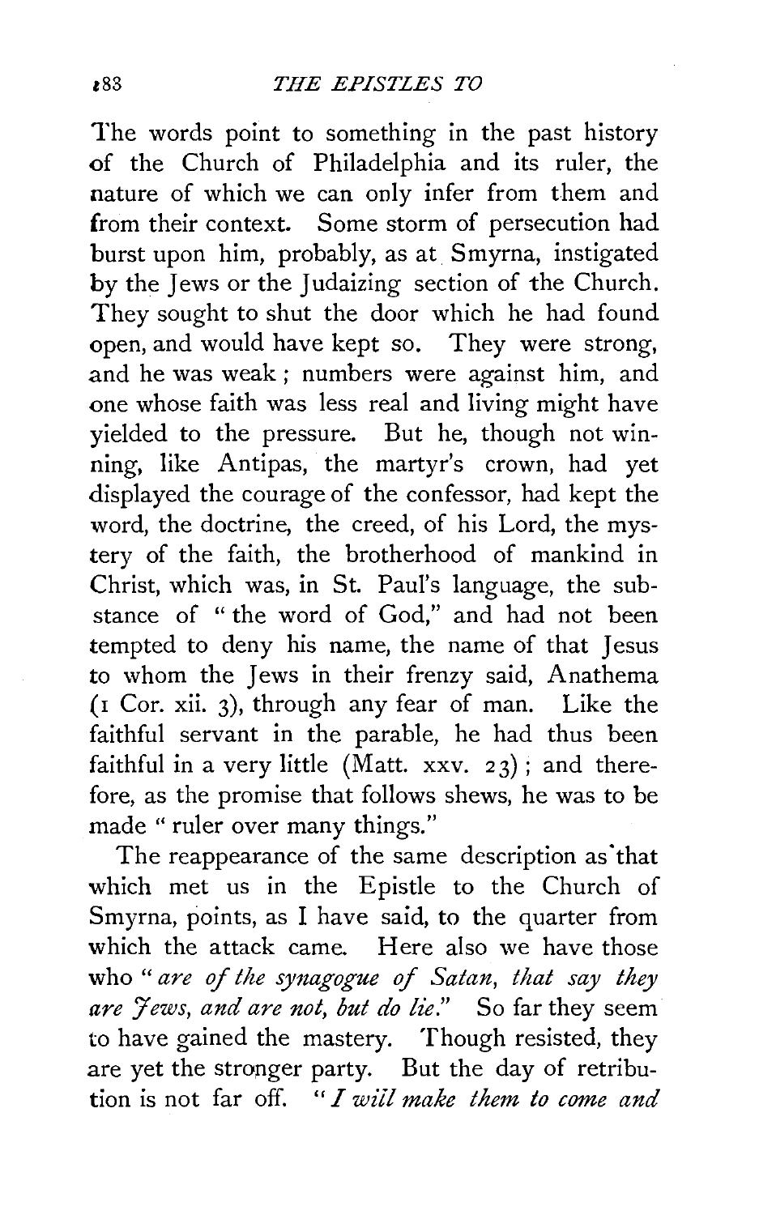The words point to something in the past history of the Church of Philadelphia and its ruler, the nature of which we can only infer from them and from their context. Some storm of persecution had burst upon him, probably, as at Smyrna, instigated by the Jews or the Judaizing section of the Church. They sought to shut the door which he had found open, and would have kept so. They were strong, and he was weak; numbers were against him, and one whose faith was less real and living might have yielded to the pressure. But he, though not winning, like Antipas, the martyr's crown, had yet displayed the courage of the confessor, had kept the word, the doctrine, the creed, of his Lord, the mystery of the faith, the brotherhood of mankind in Christ, which was, in St. Paul's language, the substance of "the word of God," and had not been tempted to deny his name, the name of that Jesus to whom the Jews in their frenzy said, Anathema (1 Cor. xii. 3), through any fear of man. Like the faithful servant in the parable, he had thus been faithful in a very little (Matt. xxv. 23); and therefore, as the promise that follows shews, he was to be made "ruler over many things."

The reappearance of the same description as that which met us in the Epistle to the Church of Smyrna, points, as I have said, to the quarter from which the attack came. Here also we have those who "*are of the synagogue of Satan, that say they are Jews, and are not, but do lie.*" So far they seem to have gained the mastery. Though resisted, they are yet the stronger party. But the day of retribution is not far off. "*I will make them to come and*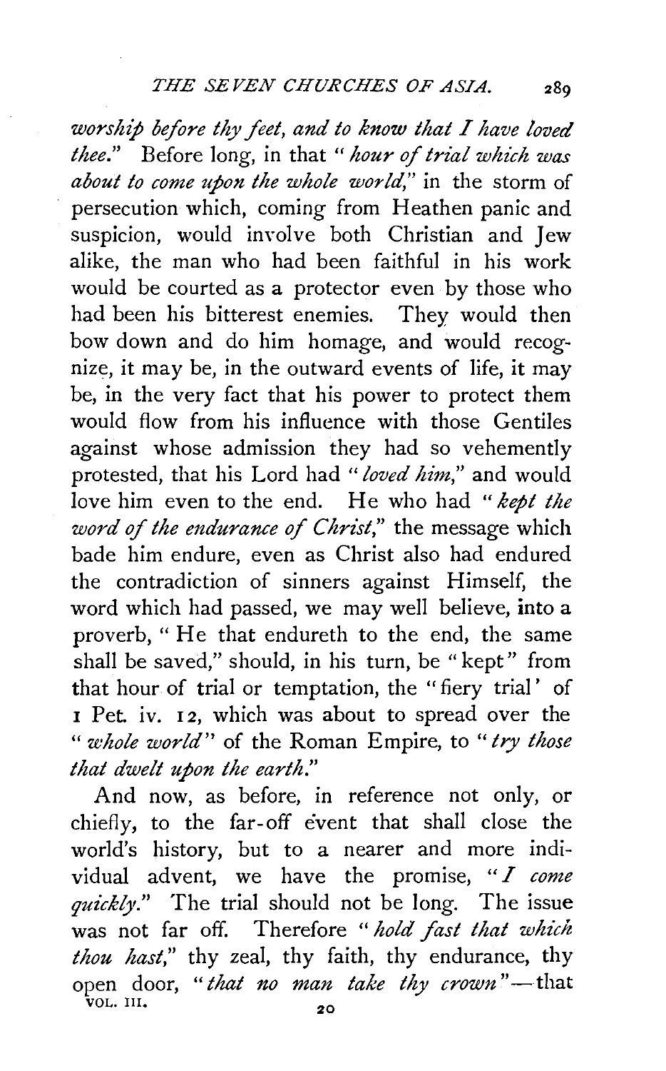*worship before thy feet, and to know that I have loved thee.*" Before long, in that "*hour of trial which was about to come upon the whole world*," in the storm of persecution which, coming from Heathen panic and suspicion, would involve both Christian and Jew alike, the man who had been faithful in his work would be courted as a protector even by those who had been his bitterest enemies. They would then bow down and do him homage, and would recognize, it may be, in the outward events of life, it may be, in the very fact that his power to protect them would flow from his influence with those Gentiles against whose admission they had so vehemently protested, that his Lord had "*loved him*," and would love him even to the end. He who had "*kept the word of the endurance of Christ*," the message which bade him endure, even as Christ also had endured the contradiction of sinners against Himself, the word which had passed, we may well believe, into a proverb, "He that endureth to the end, the same shall be saved," should, in his turn, be "kept" from that hour of trial or temptation, the "fiery trial' of 1 Pet. iv. 12, which was about to spread over the "*whole world*" of the Roman Empire, to "*try those that dwelt upon the earth.*"

And now, as before, in reference not only, or chiefly, to the far-off event that shall close the world's history, but to a nearer and more individual advent, we have the promise, "*I come quickly.*" The trial should not be long. The issue was not far off. Therefore "*hold fast that which thou hast*," thy zeal, thy faith, thy endurance, thy open door, "*that no man take thy crown*"—that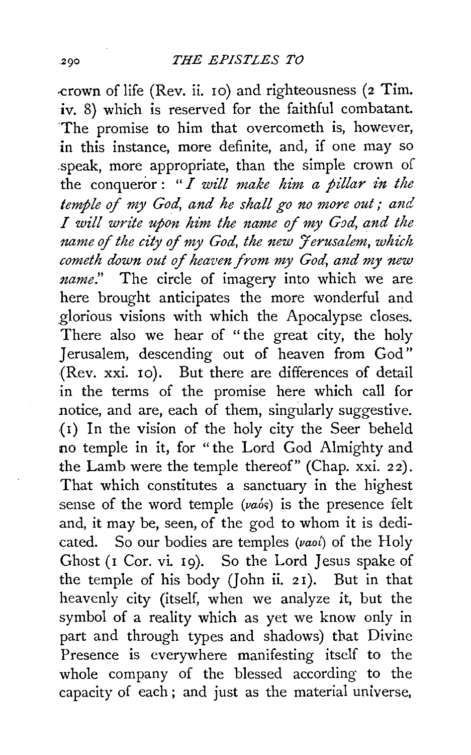crown of life (Rev. ii. 10) and righteousness (2 Tim. iv. 8) which is reserved for the faithful combatant. The promise to him that overcometh is, however, in this instance, more definite, and, if one may so speak, more appropriate, than the simple crown of the conqueror: "*I will make him a pillar in the temple of my God, and he shall go no more out; and I will write upon him the name of my God, and the name of the city of my God, the new Jerusalem, which cometh down out of heaven from my God, and my new name.*" The circle of imagery into which we are here brought anticipates the more wonderful and glorious visions with which the Apocalypse closes. There also we hear of "the great city, the holy Jerusalem, descending out of heaven from God" (Rev. xxi. 10). But there are differences of detail in the terms of the promise here which call for notice, and are, each of them, singularly suggestive. (1) In the vision of the holy city the Seer beheld no temple in it, for "the Lord God Almighty and the Lamb were the temple thereof" (Chap. xxi. 22). That which constitutes a sanctuary in the highest sense of the word temple (ναός) is the presence felt and, it may be, seen, of the god to whom it is dedicated. So our bodies are temples (ναοί) of the Holy Ghost (1 Cor. vi. 19). So the Lord Jesus spake of the temple of his body (John ii. 21). But in that heavenly city (itself, when we analyze it, but the symbol of a reality which as yet we know only in part and through types and shadows) that Divine Presence is everywhere manifesting itself to the whole company of the blessed according to the capacity of each; and just as the material universe,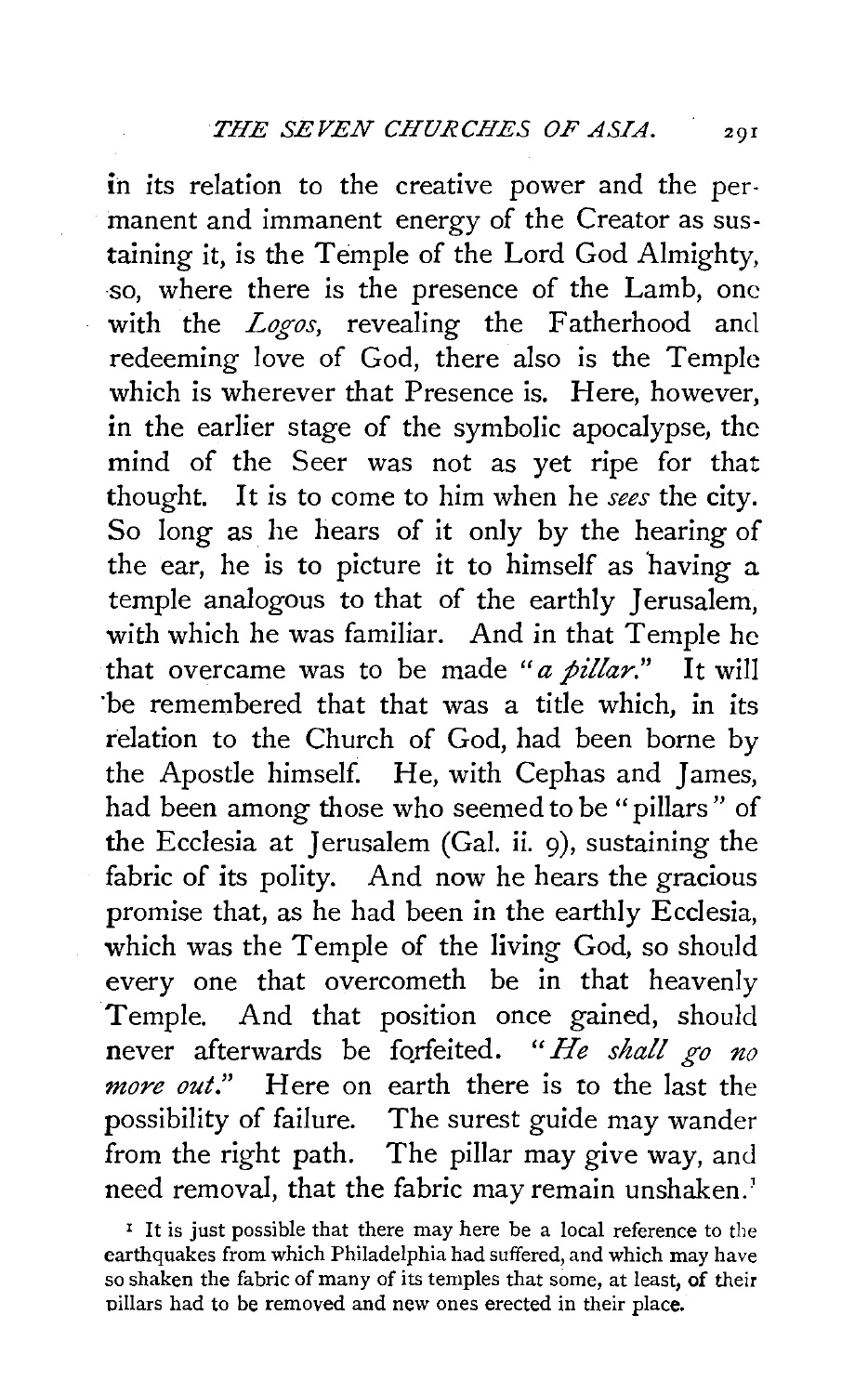in its relation to the creative power and the permanent and immanent energy of the Creator as sustaining it, is the Temple of the Lord God Almighty, so, where there is the presence of the Lamb, one with the *Logos*, revealing the Fatherhood and redeeming love of God, there also is the Temple which is wherever that Presence is. Here, however, in the earlier stage of the symbolic apocalypse, the mind of the Seer was not as yet ripe for that thought. It is to come to him when he *sees* the city. So long as he hears of it only by the hearing of the ear, he is to picture it to himself as having a temple analogous to that of the earthly Jerusalem, with which he was familiar. And in that Temple he that overcame was to be made "*a pillar.*" It will be remembered that that was a title which, in its relation to the Church of God, had been borne by the Apostle himself. He, with Cephas and James, had been among those who seemed to be "pillars" of the Ecclesia at Jerusalem (Gal. ii. 9), sustaining the fabric of its polity. And now he hears the gracious promise that, as he had been in the earthly Ecclesia, which was the Temple of the living God, so should every one that overcometh be in that heavenly Temple. And that position once gained, should never afterwards be forfeited. "*He shall go no more out.*" Here on earth there is to the last the possibility of failure. The surest guide may wander from the right path. The pillar may give way, and need removal, that the fabric may remain unshaken.[1]

[1] It is just possible that there may here be a local reference to the earthquakes from which Philadelphia had suffered, and which may have so shaken the fabric of many of its temples that some, at least, of their pillars had to be removed and new ones erected in their place.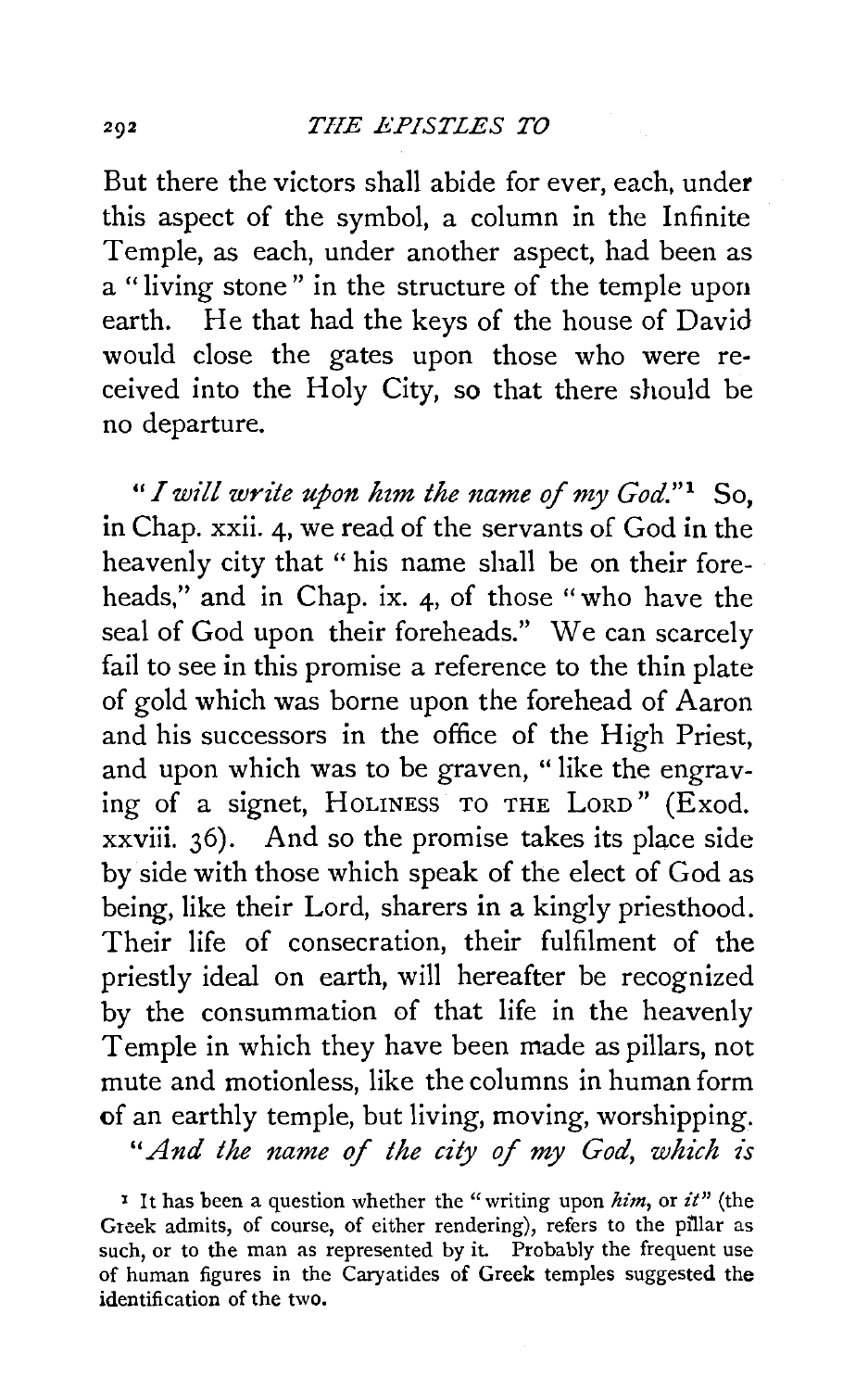But there the victors shall abide for ever, each, under this aspect of the symbol, a column in the Infinite Temple, as each, under another aspect, had been as a "living stone" in the structure of the temple upon earth. He that had the keys of the house of David would close the gates upon those who were received into the Holy City, so that there should be no departure.

"*I will write upon him the name of my God.*"[1] So, in Chap. xxii. 4, we read of the servants of God in the heavenly city that "his name shall be on their foreheads," and in Chap. ix. 4, of those "who have the seal of God upon their foreheads." We can scarcely fail to see in this promise a reference to the thin plate of gold which was borne upon the forehead of Aaron and his successors in the office of the High Priest, and upon which was to be graven, "like the engraving of a signet, HOLINESS TO THE LORD" (Exod. xxviii. 36). And so the promise takes its place side by side with those which speak of the elect of God as being, like their Lord, sharers in a kingly priesthood. Their life of consecration, their fulfilment of the priestly ideal on earth, will hereafter be recognized by the consummation of that life in the heavenly Temple in which they have been made as pillars, not mute and motionless, like the columns in human form of an earthly temple, but living, moving, worshipping.

"*And the name of the city of my God, which is*

[1] It has been a question whether the "writing upon *him*, or *it*" (the Greek admits, of course, of either rendering), refers to the pillar as such, or to the man as represented by it. Probably the frequent use of human figures in the Caryatides of Greek temples suggested the identification of the two.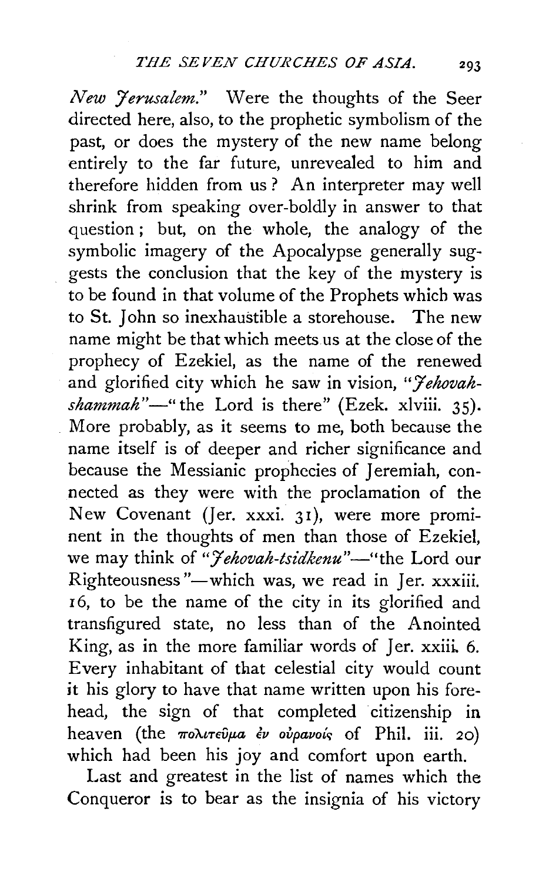*New Jerusalem*." Were the thoughts of the Seer directed here, also, to the prophetic symbolism of the past, or does the mystery of the new name belong entirely to the far future, unrevealed to him and therefore hidden from us? An interpreter may well shrink from speaking over-boldly in answer to that question; but, on the whole, the analogy of the symbolic imagery of the Apocalypse generally suggests the conclusion that the key of the mystery is to be found in that volume of the Prophets which was to St. John so inexhaustible a storehouse. The new name might be that which meets us at the close of the prophecy of Ezekiel, as the name of the renewed and glorified city which he saw in vision, "*Jehovah-shammah*"—"the Lord is there" (Ezek. xlviii. 35). More probably, as it seems to me, both because the name itself is of deeper and richer significance and because the Messianic prophecies of Jeremiah, connected as they were with the proclamation of the New Covenant (Jer. xxxi. 31), were more prominent in the thoughts of men than those of Ezekiel, we may think of "*Jehovah-tsidkenu*"—"the Lord our Righteousness"—which was, we read in Jer. xxxiii. 16, to be the name of the city in its glorified and transfigured state, no less than of the Anointed King, as in the more familiar words of Jer. xxiii. 6. Every inhabitant of that celestial city would count it his glory to have that name written upon his forehead, the sign of that completed citizenship in heaven (the πολιτεῦμα ἐν οὐρανοῖς of Phil. iii. 20) which had been his joy and comfort upon earth.

Last and greatest in the list of names which the Conqueror is to bear as the insignia of his victory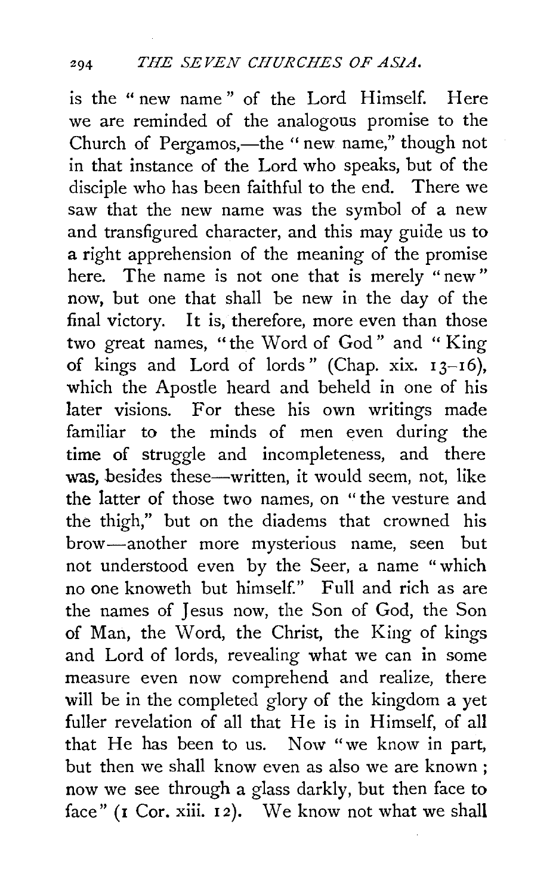is the "new name" of the Lord Himself. Here we are reminded of the analogous promise to the Church of Pergamos,—the "new name," though not in that instance of the Lord who speaks, but of the disciple who has been faithful to the end. There we saw that the new name was the symbol of a new and transfigured character, and this may guide us to a right apprehension of the meaning of the promise here. The name is not one that is merely "new" now, but one that shall be new in the day of the final victory. It is, therefore, more even than those two great names, "the Word of God" and "King of kings and Lord of lords" (Chap. xix. 13–16), which the Apostle heard and beheld in one of his later visions. For these his own writings made familiar to the minds of men even during the time of struggle and incompleteness, and there was, besides these—written, it would seem, not, like the latter of those two names, on "the vesture and the thigh," but on the diadems that crowned his brow—another more mysterious name, seen but not understood even by the Seer, a name "which no one knoweth but himself." Full and rich as are the names of Jesus now, the Son of God, the Son of Man, the Word, the Christ, the King of kings and Lord of lords, revealing what we can in some measure even now comprehend and realize, there will be in the completed glory of the kingdom a yet fuller revelation of all that He is in Himself, of all that He has been to us. Now "we know in part, but then we shall know even as also we are known; now we see through a glass darkly, but then face to face" (1 Cor. xiii. 12). We know not what we shall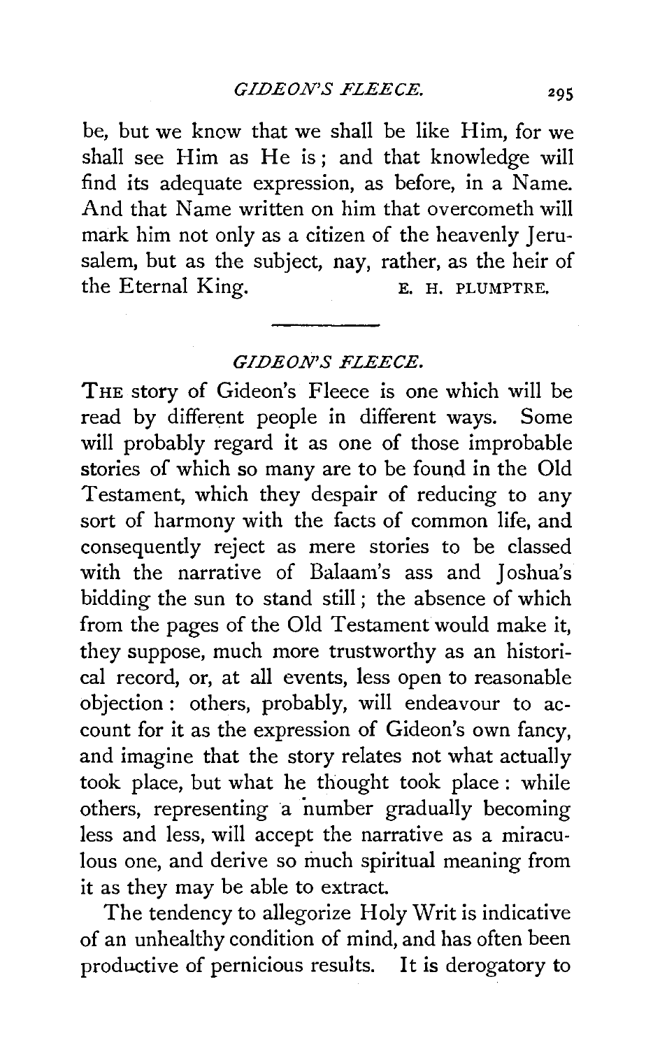be, but we know that we shall be like Him, for we shall see Him as He is; and that knowledge will find its adequate expression, as before, in a Name. And that Name written on him that overcometh will mark him not only as a citizen of the heavenly Jerusalem, but as the subject, nay, rather, as the heir of the Eternal King.

E. H. PLUMPTRE.

---

## *GIDEON'S FLEECE.*

THE story of Gideon's Fleece is one which will be read by different people in different ways. Some will probably regard it as one of those improbable stories of which so many are to be found in the Old Testament, which they despair of reducing to any sort of harmony with the facts of common life, and consequently reject as mere stories to be classed with the narrative of Balaam's ass and Joshua's bidding the sun to stand still; the absence of which from the pages of the Old Testament would make it, they suppose, much more trustworthy as an historical record, or, at all events, less open to reasonable objection: others, probably, will endeavour to account for it as the expression of Gideon's own fancy, and imagine that the story relates not what actually took place, but what he thought took place: while others, representing a number gradually becoming less and less, will accept the narrative as a miraculous one, and derive so much spiritual meaning from it as they may be able to extract.

The tendency to allegorize Holy Writ is indicative of an unhealthy condition of mind, and has often been productive of pernicious results. It is derogatory to